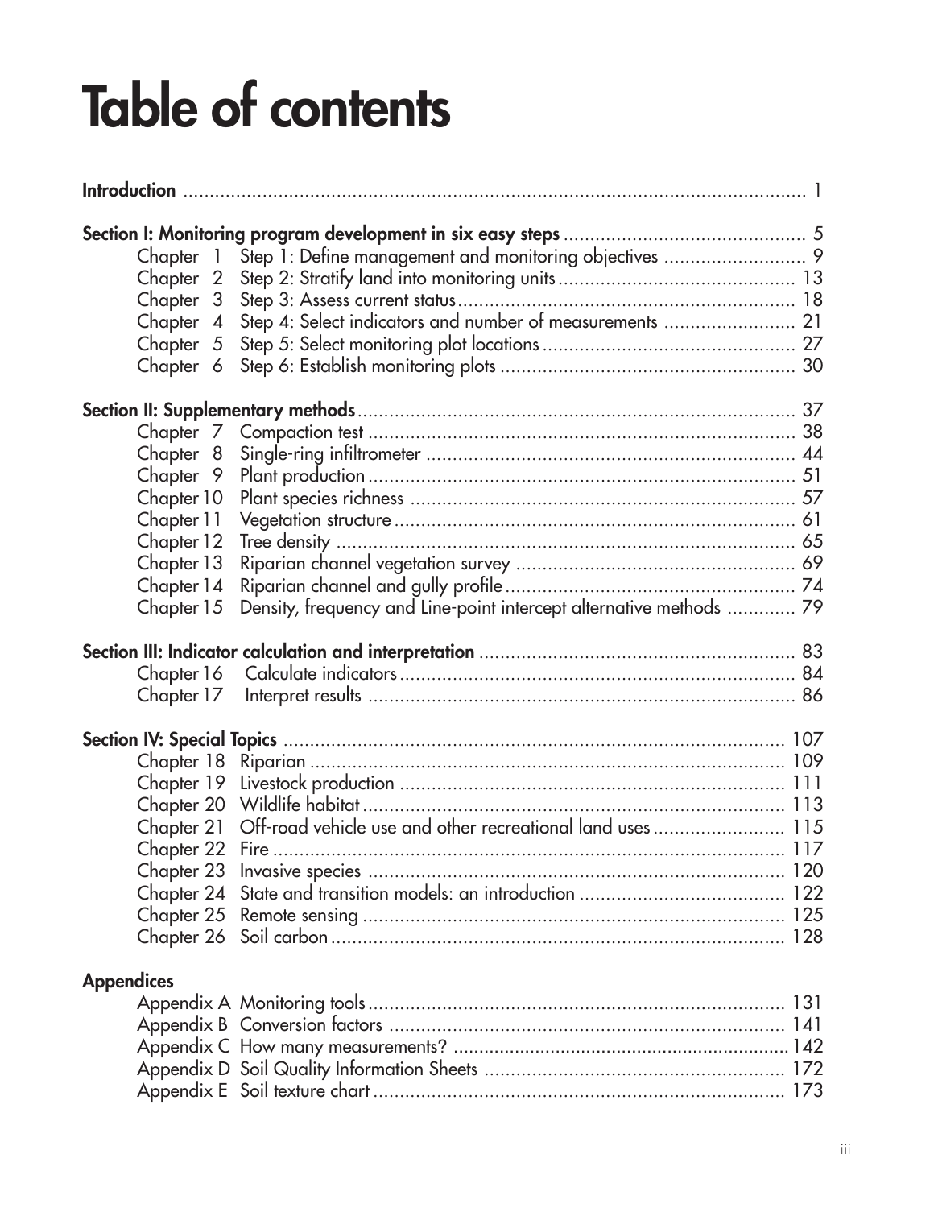# Table of contents

**Introduction** ........................................................................................................ 1

**Section I: Monitoring program development in six easy steps** .............................................. 5

- Chapter 1 Step 1: Define management and monitoring objectives ........................... 9
- Chapter 2 Step 2: Stratify land into monitoring units ............................................ 13
- Chapter 3 Step 3: Assess current status ............................................................... 18
- Chapter 4 Step 4: Select indicators and number of measurements ......................... 21
- Chapter 5 Step 5: Select monitoring plot locations ............................................... 27
- Chapter 6 Step 6: Establish monitoring plots ........................................................ 30

**Section II: Supplementary methods** ................................................................................ 37

- Chapter 7 Compaction test ................................................................................. 38
- Chapter 8 Single-ring infiltrometer ...................................................................... 44
- Chapter 9 Plant production ................................................................................ 51
- Chapter 10 Plant species richness ........................................................................ 57
- Chapter 11 Vegetation structure ........................................................................... 61
- Chapter 12 Tree density ...................................................................................... 65
- Chapter 13 Riparian channel vegetation survey ..................................................... 69
- Chapter 14 Riparian channel and gully profile ....................................................... 74
- Chapter 15 Density, frequency and Line-point intercept alternative methods ............ 79

**Section III: Indicator calculation and interpretation** ............................................................ 83

- Chapter 16 Calculate indicators ........................................................................... 84
- Chapter 17 Interpret results ................................................................................ 86

**Section IV: Special Topics** ............................................................................................ 107

- Chapter 18 Riparian .......................................................................................... 109
- Chapter 19 Livestock production ......................................................................... 111
- Chapter 20 Wildlife habitat ................................................................................ 113
- Chapter 21 Off-road vehicle use and other recreational land uses ......................... 115
- Chapter 22 Fire ................................................................................................ 117
- Chapter 23 Invasive species ............................................................................... 120
- Chapter 24 State and transition models: an introduction ....................................... 122
- Chapter 25 Remote sensing ................................................................................ 125
- Chapter 26 Soil carbon ...................................................................................... 128

**Appendices**

- Appendix A Monitoring tools ............................................................................... 131
- Appendix B Conversion factors ........................................................................... 141
- Appendix C How many measurements? ................................................................ 142
- Appendix D Soil Quality Information Sheets ......................................................... 172
- Appendix E Soil texture chart .............................................................................. 173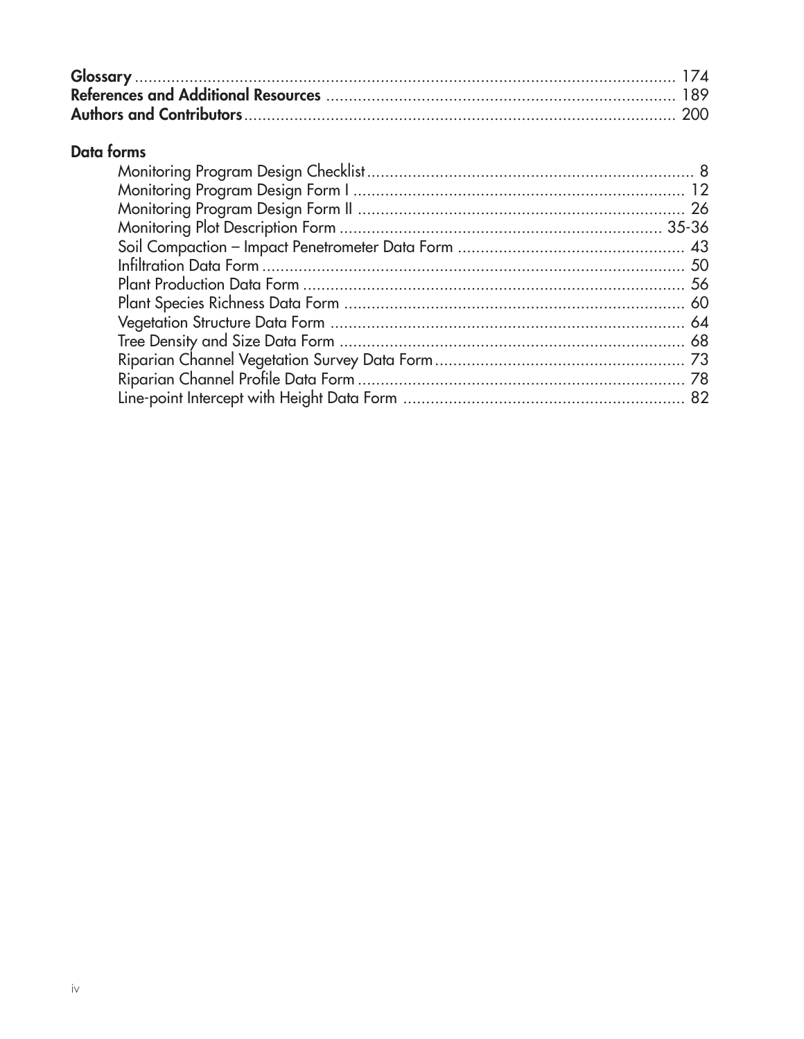**Glossary** ........................................................................................................... 174
**References and Additional Resources** .............................................................................. 189
**Authors and Contributors** ................................................................................................ 200

**Data forms**

- Monitoring Program Design Checklist ......................................................................... 8
- Monitoring Program Design Form I ......................................................................... 12
- Monitoring Program Design Form II ........................................................................ 26
- Monitoring Plot Description Form ........................................................................ 35-36
- Soil Compaction – Impact Penetrometer Data Form .................................................. 43
- Infiltration Data Form ............................................................................................ 50
- Plant Production Data Form ................................................................................... 56
- Plant Species Richness Data Form ........................................................................... 60
- Vegetation Structure Data Form .............................................................................. 64
- Tree Density and Size Data Form ............................................................................ 68
- Riparian Channel Vegetation Survey Data Form ....................................................... 73
- Riparian Channel Profile Data Form ........................................................................ 78
- Line-point Intercept with Height Data Form .............................................................. 82